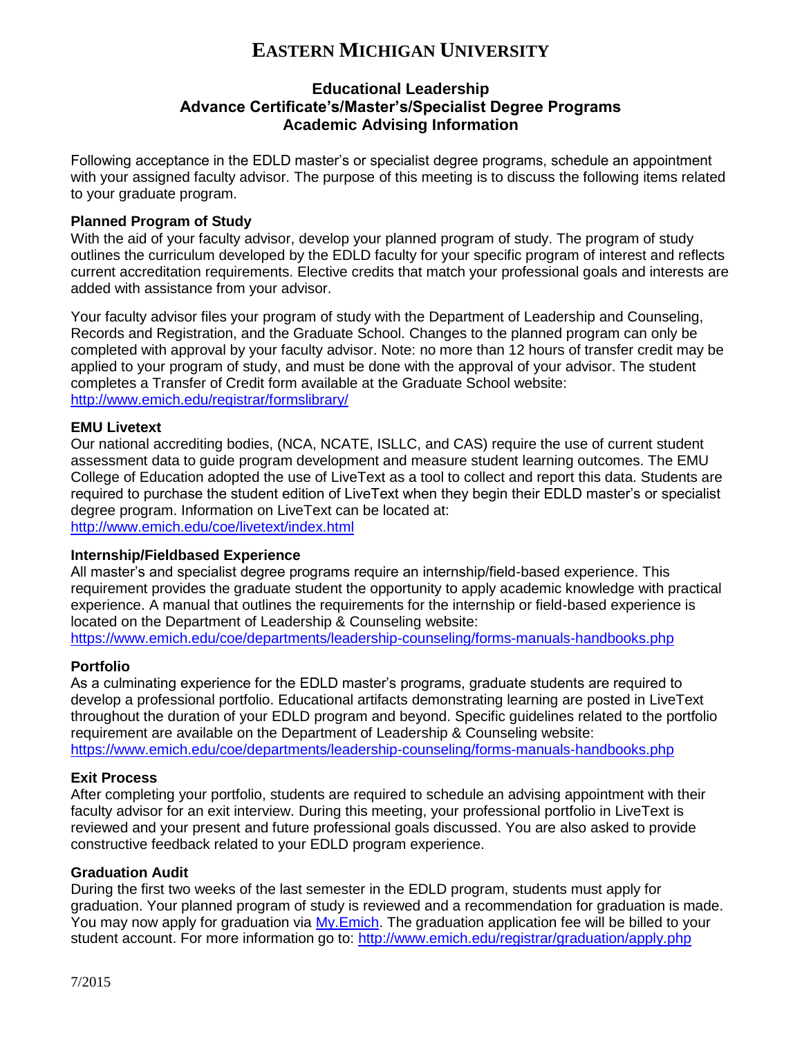# EASTERN MICHIGAN UNIVERSITY

## Educational Leadership
## Advance Certificate's/Master's/Specialist Degree Programs
## Academic Advising Information

Following acceptance in the EDLD master's or specialist degree programs, schedule an appointment with your assigned faculty advisor. The purpose of this meeting is to discuss the following items related to your graduate program.

**Planned Program of Study**

With the aid of your faculty advisor, develop your planned program of study. The program of study outlines the curriculum developed by the EDLD faculty for your specific program of interest and reflects current accreditation requirements. Elective credits that match your professional goals and interests are added with assistance from your advisor.

Your faculty advisor files your program of study with the Department of Leadership and Counseling, Records and Registration, and the Graduate School. Changes to the planned program can only be completed with approval by your faculty advisor. Note: no more than 12 hours of transfer credit may be applied to your program of study, and must be done with the approval of your advisor. The student completes a Transfer of Credit form available at the Graduate School website: http://www.emich.edu/registrar/formslibrary/

**EMU Livetext**

Our national accrediting bodies, (NCA, NCATE, ISLLC, and CAS) require the use of current student assessment data to guide program development and measure student learning outcomes. The EMU College of Education adopted the use of LiveText as a tool to collect and report this data. Students are required to purchase the student edition of LiveText when they begin their EDLD master's or specialist degree program. Information on LiveText can be located at: http://www.emich.edu/coe/livetext/index.html

**Internship/Fieldbased Experience**

All master's and specialist degree programs require an internship/field-based experience. This requirement provides the graduate student the opportunity to apply academic knowledge with practical experience. A manual that outlines the requirements for the internship or field-based experience is located on the Department of Leadership & Counseling website: https://www.emich.edu/coe/departments/leadership-counseling/forms-manuals-handbooks.php

**Portfolio**

As a culminating experience for the EDLD master's programs, graduate students are required to develop a professional portfolio. Educational artifacts demonstrating learning are posted in LiveText throughout the duration of your EDLD program and beyond. Specific guidelines related to the portfolio requirement are available on the Department of Leadership & Counseling website: https://www.emich.edu/coe/departments/leadership-counseling/forms-manuals-handbooks.php

**Exit Process**

After completing your portfolio, students are required to schedule an advising appointment with their faculty advisor for an exit interview. During this meeting, your professional portfolio in LiveText is reviewed and your present and future professional goals discussed. You are also asked to provide constructive feedback related to your EDLD program experience.

**Graduation Audit**

During the first two weeks of the last semester in the EDLD program, students must apply for graduation. Your planned program of study is reviewed and a recommendation for graduation is made. You may now apply for graduation via My.Emich. The graduation application fee will be billed to your student account. For more information go to: http://www.emich.edu/registrar/graduation/apply.php

7/2015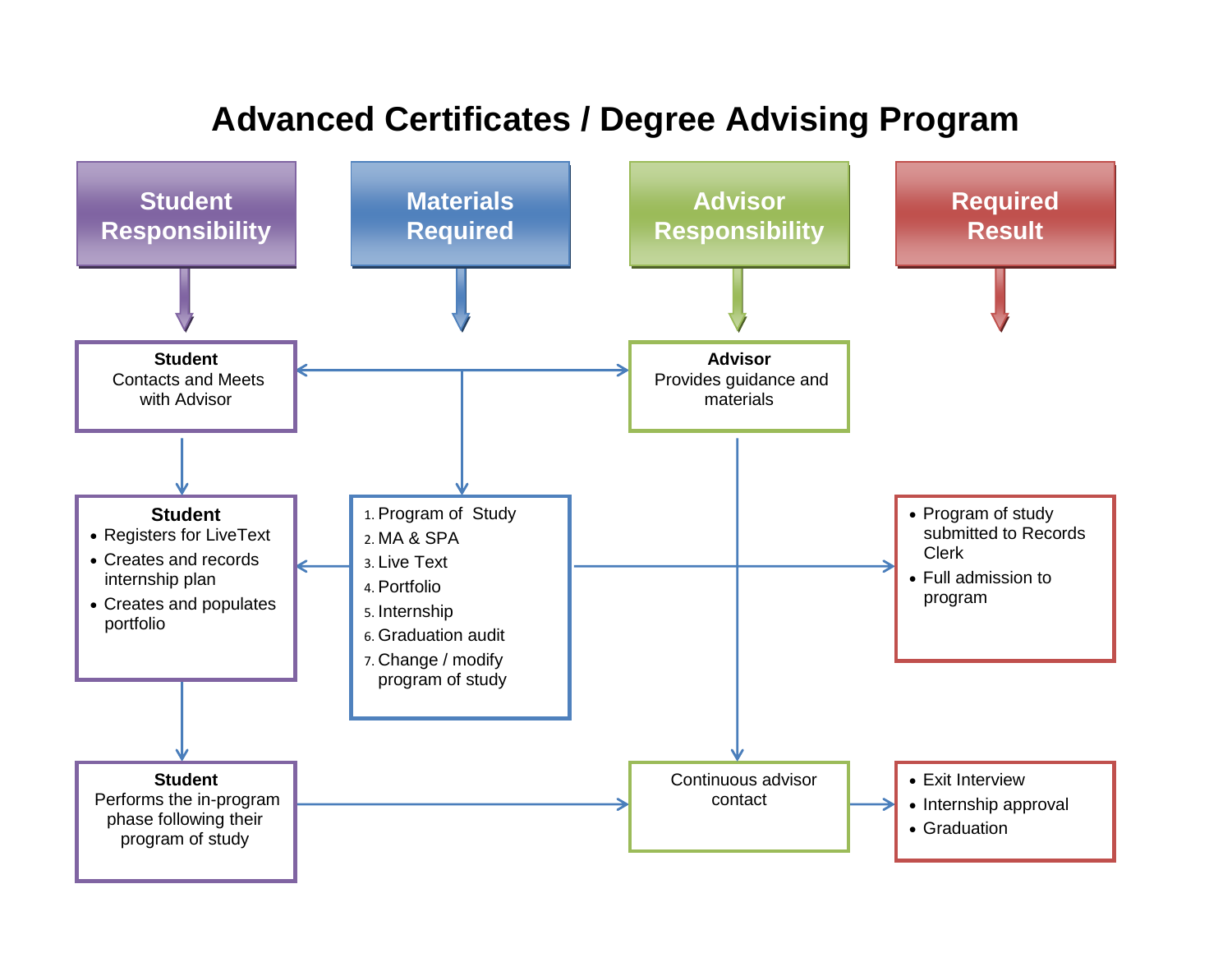# Advanced Certificates / Degree Advising Program

**Student Responsibility**

**Materials Required**

**Advisor Responsibility**

**Required Result**

**Student**
Contacts and Meets with Advisor

**Advisor**
Provides guidance and materials

**Student**
- Registers for LiveText
- Creates and records internship plan
- Creates and populates portfolio

1. Program of Study
2. MA & SPA
3. Live Text
4. Portfolio
5. Internship
6. Graduation audit
7. Change / modify program of study

- Program of study submitted to Records Clerk
- Full admission to program

**Student**
Performs the in-program phase following their program of study

Continuous advisor contact

- Exit Interview
- Internship approval
- Graduation